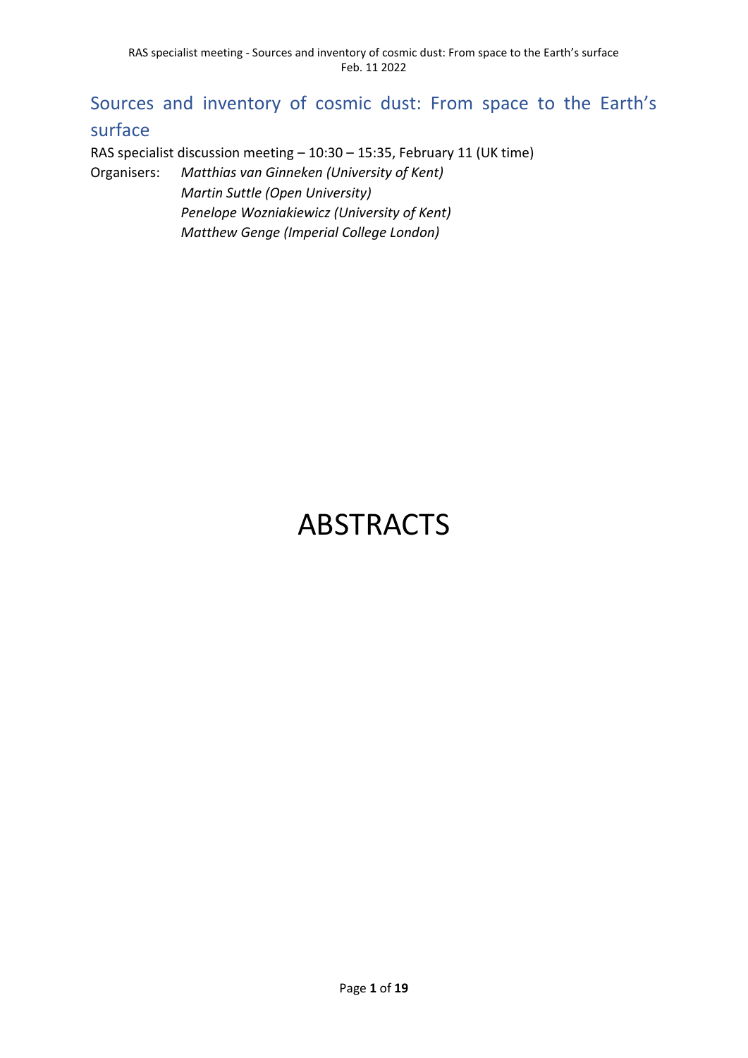# Sources and inventory of cosmic dust: From space to the Earth's surface

RAS specialist discussion meeting – 10:30 – 15:35, February 11 (UK time)

Organisers: *Matthias van Ginneken (University of Kent)*
*Martin Suttle (Open University)*
*Penelope Wozniakiewicz (University of Kent)*
*Matthew Genge (Imperial College London)*

# ABSTRACTS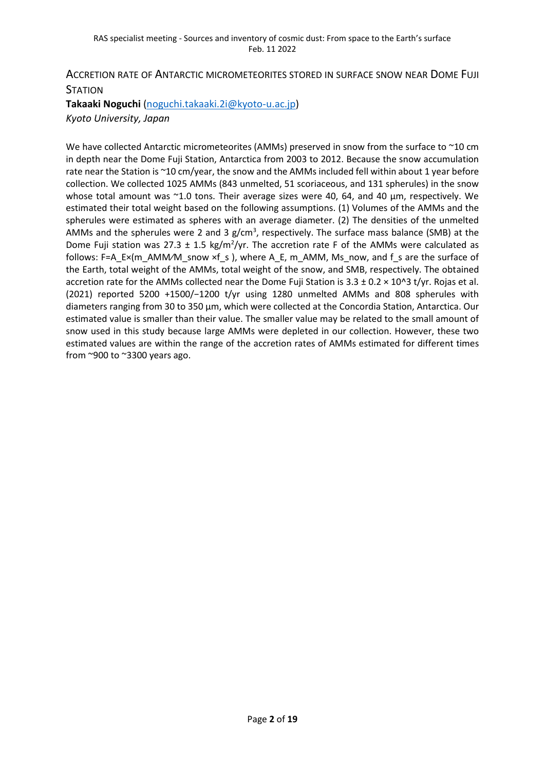## Accretion rate of Antarctic micrometeorites stored in surface snow near Dome Fuji Station

**Takaaki Noguchi** (noguchi.takaaki.2i@kyoto-u.ac.jp)

*Kyoto University, Japan*

We have collected Antarctic micrometeorites (AMMs) preserved in snow from the surface to ~10 cm in depth near the Dome Fuji Station, Antarctica from 2003 to 2012. Because the snow accumulation rate near the Station is ~10 cm/year, the snow and the AMMs included fell within about 1 year before collection. We collected 1025 AMMs (843 unmelted, 51 scoriaceous, and 131 spherules) in the snow whose total amount was ~1.0 tons. Their average sizes were 40, 64, and 40 µm, respectively. We estimated their total weight based on the following assumptions. (1) Volumes of the AMMs and the spherules were estimated as spheres with an average diameter. (2) The densities of the unmelted AMMs and the spherules were 2 and 3 g/cm$^3$, respectively. The surface mass balance (SMB) at the Dome Fuji station was 27.3 ± 1.5 kg/m$^2$/yr. The accretion rate F of the AMMs were calculated as follows: $F = A_E \times (m_{AMM} / M_{snow} \times f_s)$, where $A_E$, $m_{AMM}$, $M_{snow}$, and $f_s$ are the surface of the Earth, total weight of the AMMs, total weight of the snow, and SMB, respectively. The obtained accretion rate for the AMMs collected near the Dome Fuji Station is 3.3 ± 0.2 × 10^3 t/yr. Rojas et al. (2021) reported 5200 +1500/−1200 t/yr using 1280 unmelted AMMs and 808 spherules with diameters ranging from 30 to 350 µm, which were collected at the Concordia Station, Antarctica. Our estimated value is smaller than their value. The smaller value may be related to the small amount of snow used in this study because large AMMs were depleted in our collection. However, these two estimated values are within the range of the accretion rates of AMMs estimated for different times from ~900 to ~3300 years ago.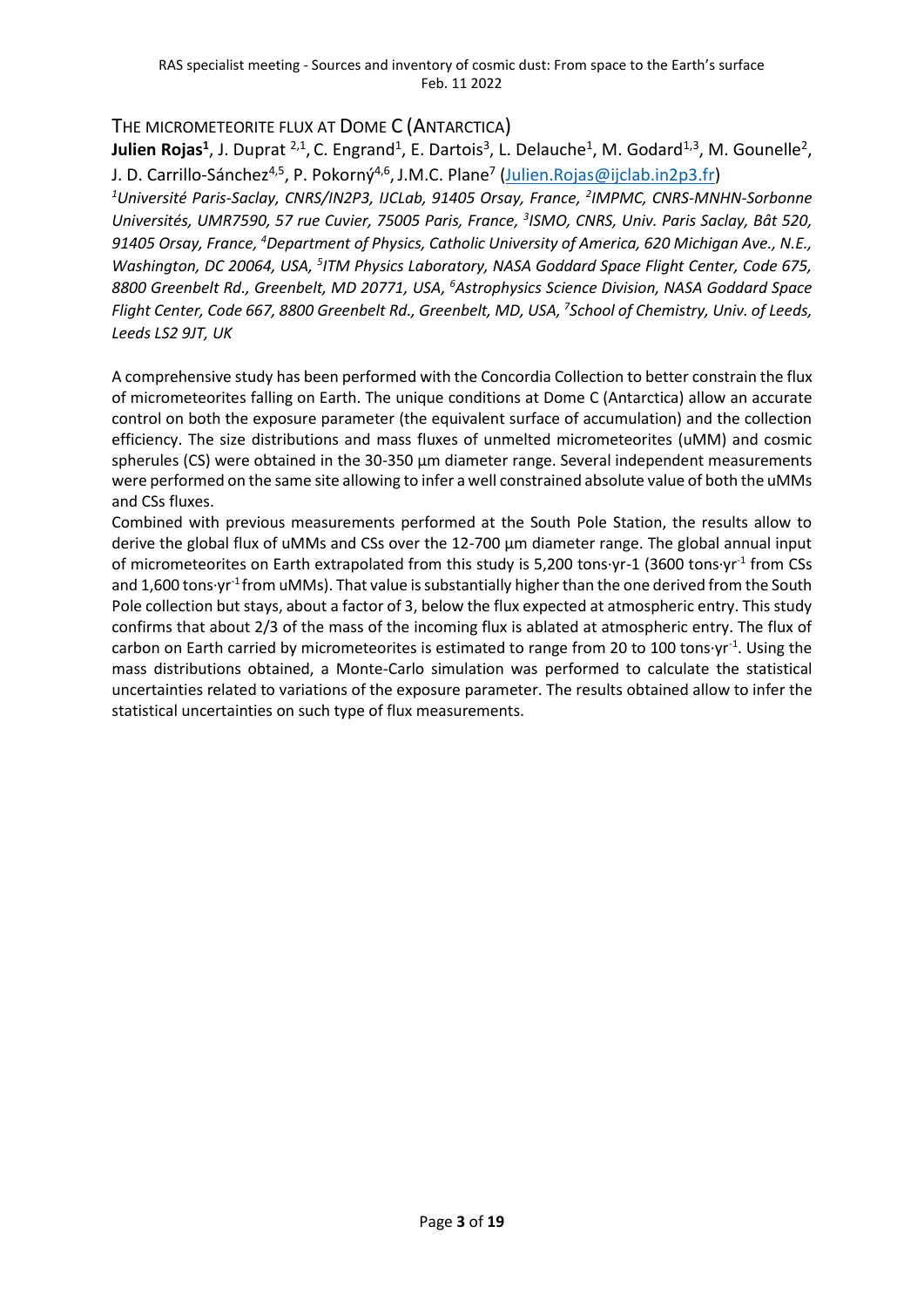## THE MICROMETEORITE FLUX AT DOME C (ANTARCTICA)

**Julien Rojas[1]**, J. Duprat [2,1], C. Engrand[1], E. Dartois[3], L. Delauche[1], M. Godard[1,3], M. Gounelle[2], J. D. Carrillo-Sánchez[4,5], P. Pokorný[4,6], J.M.C. Plane[7] (Julien.Rojas@ijclab.in2p3.fr)

*[1]Université Paris-Saclay, CNRS/IN2P3, IJCLab, 91405 Orsay, France, [2]IMPMC, CNRS-MNHN-Sorbonne Universités, UMR7590, 57 rue Cuvier, 75005 Paris, France, [3]ISMO, CNRS, Univ. Paris Saclay, Bât 520, 91405 Orsay, France, [4]Department of Physics, Catholic University of America, 620 Michigan Ave., N.E., Washington, DC 20064, USA, [5]ITM Physics Laboratory, NASA Goddard Space Flight Center, Code 675, 8800 Greenbelt Rd., Greenbelt, MD 20771, USA, [6]Astrophysics Science Division, NASA Goddard Space Flight Center, Code 667, 8800 Greenbelt Rd., Greenbelt, MD, USA, [7]School of Chemistry, Univ. of Leeds, Leeds LS2 9JT, UK*

A comprehensive study has been performed with the Concordia Collection to better constrain the flux of micrometeorites falling on Earth. The unique conditions at Dome C (Antarctica) allow an accurate control on both the exposure parameter (the equivalent surface of accumulation) and the collection efficiency. The size distributions and mass fluxes of unmelted micrometeorites (uMM) and cosmic spherules (CS) were obtained in the 30-350 µm diameter range. Several independent measurements were performed on the same site allowing to infer a well constrained absolute value of both the uMMs and CSs fluxes.

Combined with previous measurements performed at the South Pole Station, the results allow to derive the global flux of uMMs and CSs over the 12-700 µm diameter range. The global annual input of micrometeorites on Earth extrapolated from this study is 5,200 tons·yr-1 (3600 tons·yr$^{-1}$ from CSs and 1,600 tons·yr$^{-1}$ from uMMs). That value is substantially higher than the one derived from the South Pole collection but stays, about a factor of 3, below the flux expected at atmospheric entry. This study confirms that about 2/3 of the mass of the incoming flux is ablated at atmospheric entry. The flux of carbon on Earth carried by micrometeorites is estimated to range from 20 to 100 tons·yr$^{-1}$. Using the mass distributions obtained, a Monte-Carlo simulation was performed to calculate the statistical uncertainties related to variations of the exposure parameter. The results obtained allow to infer the statistical uncertainties on such type of flux measurements.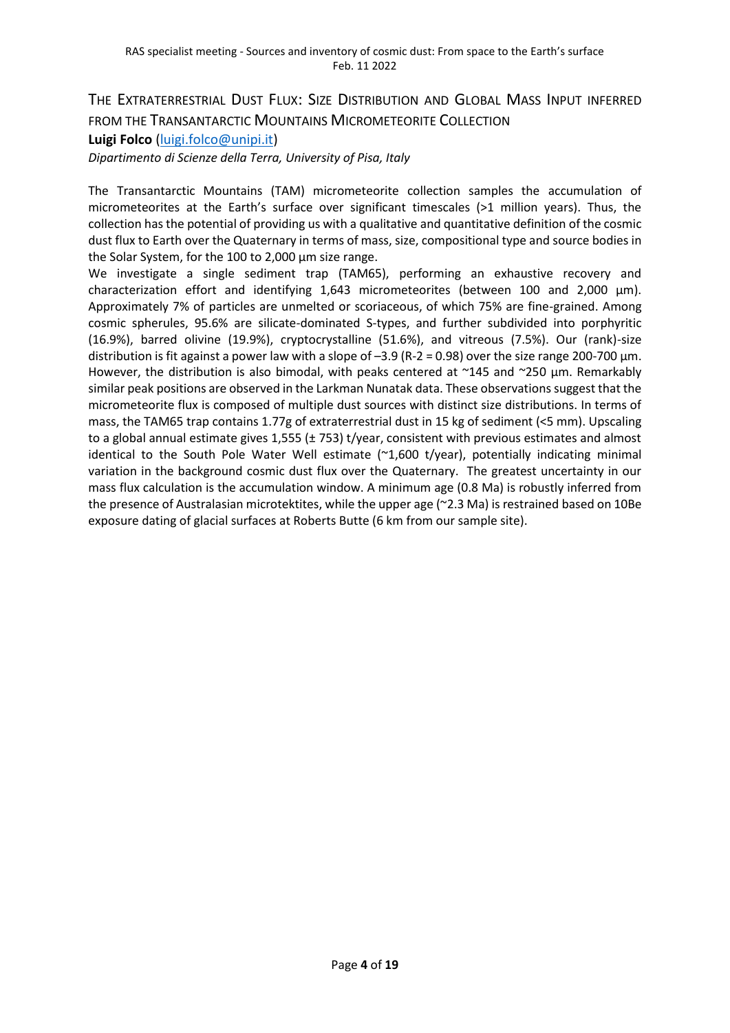## The Extraterrestrial Dust Flux: Size Distribution and Global Mass Input inferred from the Transantarctic Mountains Micrometeorite Collection

**Luigi Folco** (luigi.folco@unipi.it)

*Dipartimento di Scienze della Terra, University of Pisa, Italy*

The Transantarctic Mountains (TAM) micrometeorite collection samples the accumulation of micrometeorites at the Earth's surface over significant timescales (>1 million years). Thus, the collection has the potential of providing us with a qualitative and quantitative definition of the cosmic dust flux to Earth over the Quaternary in terms of mass, size, compositional type and source bodies in the Solar System, for the 100 to 2,000 µm size range.

We investigate a single sediment trap (TAM65), performing an exhaustive recovery and characterization effort and identifying 1,643 micrometeorites (between 100 and 2,000 µm). Approximately 7% of particles are unmelted or scoriaceous, of which 75% are fine-grained. Among cosmic spherules, 95.6% are silicate-dominated S-types, and further subdivided into porphyritic (16.9%), barred olivine (19.9%), cryptocrystalline (51.6%), and vitreous (7.5%). Our (rank)-size distribution is fit against a power law with a slope of –3.9 ($R^{-2} = 0.98$) over the size range 200-700 µm. However, the distribution is also bimodal, with peaks centered at ~145 and ~250 µm. Remarkably similar peak positions are observed in the Larkman Nunatak data. These observations suggest that the micrometeorite flux is composed of multiple dust sources with distinct size distributions. In terms of mass, the TAM65 trap contains 1.77g of extraterrestrial dust in 15 kg of sediment (<5 mm). Upscaling to a global annual estimate gives 1,555 (± 753) t/year, consistent with previous estimates and almost identical to the South Pole Water Well estimate (~1,600 t/year), potentially indicating minimal variation in the background cosmic dust flux over the Quaternary. The greatest uncertainty in our mass flux calculation is the accumulation window. A minimum age (0.8 Ma) is robustly inferred from the presence of Australasian microtektites, while the upper age (~2.3 Ma) is restrained based on 10Be exposure dating of glacial surfaces at Roberts Butte (6 km from our sample site).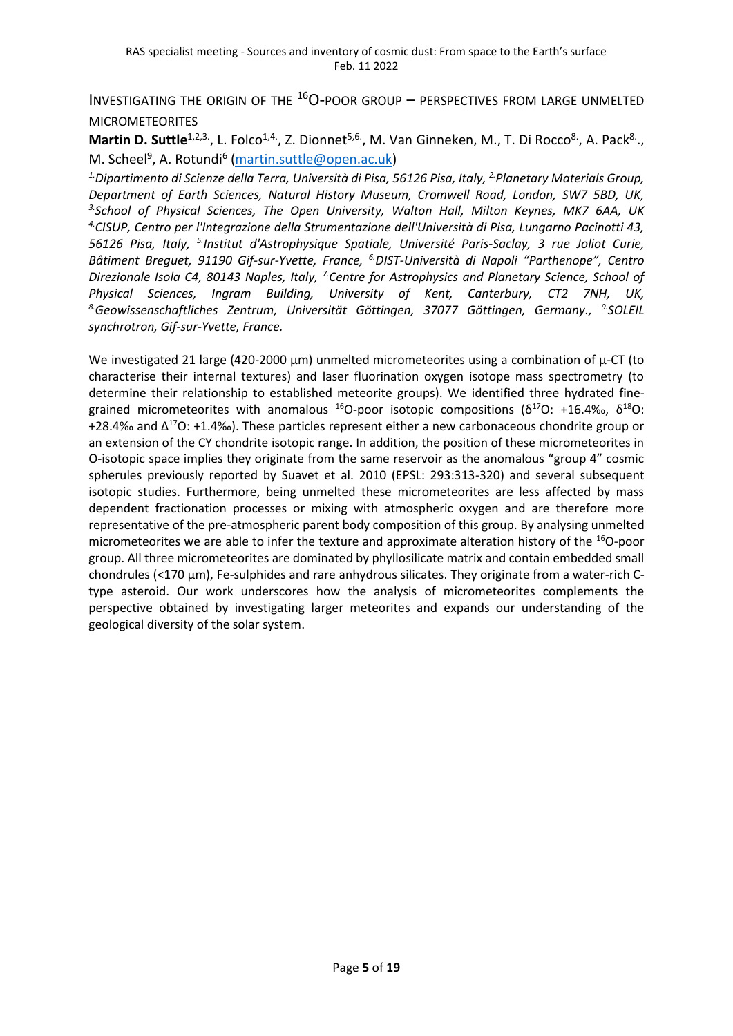# Investigating the origin of the $^{16}$O-poor group – perspectives from large unmelted micrometeorites

**Martin D. Suttle**[1,2,3], L. Folco[1,4], Z. Dionnet[5,6], M. Van Ginneken, M., T. Di Rocco[8], A. Pack[8], M. Scheel[9], A. Rotundi[6] (martin.suttle@open.ac.uk)

*[1] Dipartimento di Scienze della Terra, Università di Pisa, 56126 Pisa, Italy, [2] Planetary Materials Group, Department of Earth Sciences, Natural History Museum, Cromwell Road, London, SW7 5BD, UK, [3] School of Physical Sciences, The Open University, Walton Hall, Milton Keynes, MK7 6AA, UK [4] CISUP, Centro per l'Integrazione della Strumentazione dell'Università di Pisa, Lungarno Pacinotti 43, 56126 Pisa, Italy, [5] Institut d'Astrophysique Spatiale, Université Paris-Saclay, 3 rue Joliot Curie, Bâtiment Breguet, 91190 Gif-sur-Yvette, France, [6] DIST-Università di Napoli "Parthenope", Centro Direzionale Isola C4, 80143 Naples, Italy, [7] Centre for Astrophysics and Planetary Science, School of Physical Sciences, Ingram Building, University of Kent, Canterbury, CT2 7NH, UK, [8] Geowissenschaftliches Zentrum, Universität Göttingen, 37077 Göttingen, Germany., [9] SOLEIL synchrotron, Gif-sur-Yvette, France.*

We investigated 21 large (420-2000 µm) unmelted micrometeorites using a combination of µ-CT (to characterise their internal textures) and laser fluorination oxygen isotope mass spectrometry (to determine their relationship to established meteorite groups). We identified three hydrated fine-grained micrometeorites with anomalous $^{16}$O-poor isotopic compositions ($\delta^{17}$O: +16.4‰, $\delta^{18}$O: +28.4‰ and $\Delta^{17}$O: +1.4‰). These particles represent either a new carbonaceous chondrite group or an extension of the CY chondrite isotopic range. In addition, the position of these micrometeorites in O-isotopic space implies they originate from the same reservoir as the anomalous "group 4" cosmic spherules previously reported by Suavet et al. 2010 (EPSL: 293:313-320) and several subsequent isotopic studies. Furthermore, being unmelted these micrometeorites are less affected by mass dependent fractionation processes or mixing with atmospheric oxygen and are therefore more representative of the pre-atmospheric parent body composition of this group. By analysing unmelted micrometeorites we are able to infer the texture and approximate alteration history of the $^{16}$O-poor group. All three micrometeorites are dominated by phyllosilicate matrix and contain embedded small chondrules (<170 µm), Fe-sulphides and rare anhydrous silicates. They originate from a water-rich C-type asteroid. Our work underscores how the analysis of micrometeorites complements the perspective obtained by investigating larger meteorites and expands our understanding of the geological diversity of the solar system.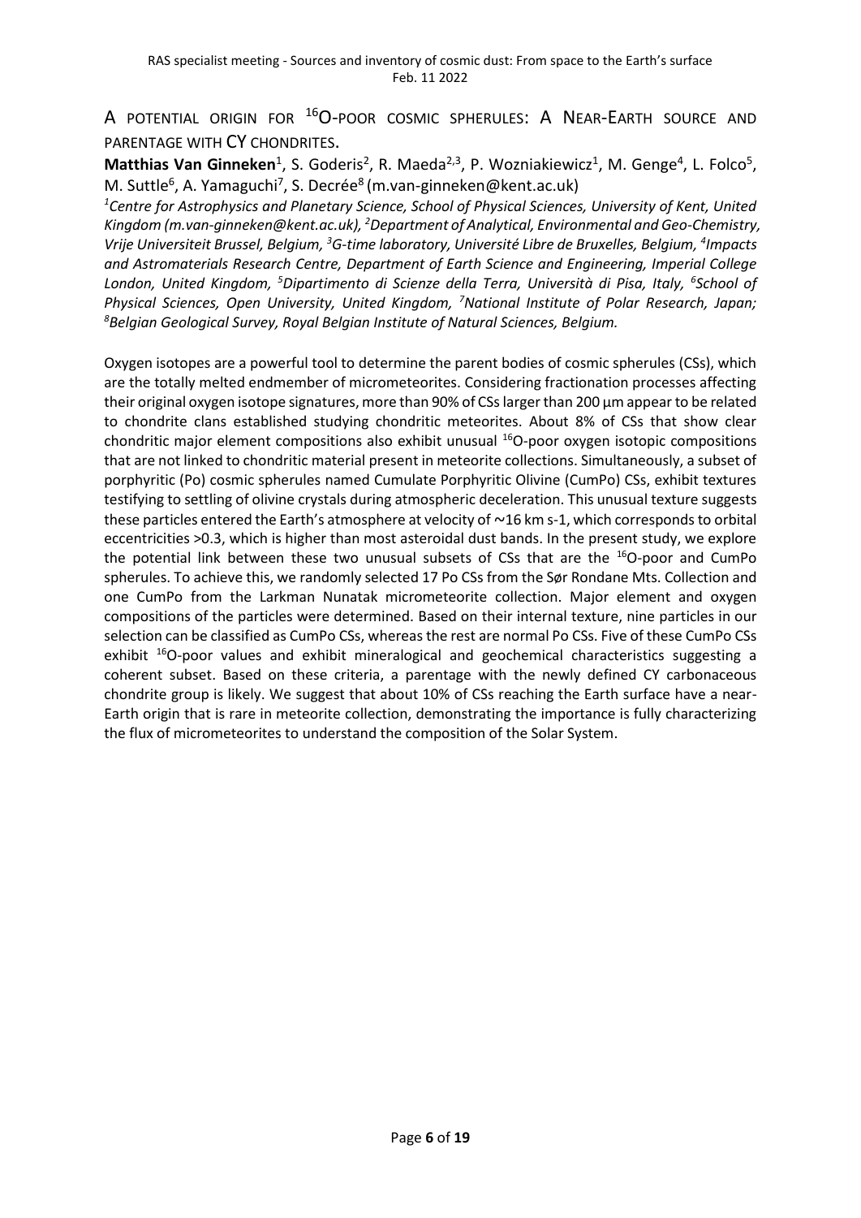# A POTENTIAL ORIGIN FOR $^{16}$O-POOR COSMIC SPHERULES: A NEAR-EARTH SOURCE AND PARENTAGE WITH CY CHONDRITES.

**Matthias Van Ginneken**[1], S. Goderis[2], R. Maeda[2,3], P. Wozniakiewicz[1], M. Genge[4], L. Folco[5], M. Suttle[6], A. Yamaguchi[7], S. Decrée[8] (m.van-ginneken@kent.ac.uk)

*[1]Centre for Astrophysics and Planetary Science, School of Physical Sciences, University of Kent, United Kingdom (m.van-ginneken@kent.ac.uk), [2]Department of Analytical, Environmental and Geo-Chemistry, Vrije Universiteit Brussel, Belgium, [3]G-time laboratory, Université Libre de Bruxelles, Belgium, [4]Impacts and Astromaterials Research Centre, Department of Earth Science and Engineering, Imperial College London, United Kingdom, [5]Dipartimento di Scienze della Terra, Università di Pisa, Italy, [6]School of Physical Sciences, Open University, United Kingdom, [7]National Institute of Polar Research, Japan; [8]Belgian Geological Survey, Royal Belgian Institute of Natural Sciences, Belgium.*

Oxygen isotopes are a powerful tool to determine the parent bodies of cosmic spherules (CSs), which are the totally melted endmember of micrometeorites. Considering fractionation processes affecting their original oxygen isotope signatures, more than 90% of CSs larger than 200 µm appear to be related to chondrite clans established studying chondritic meteorites. About 8% of CSs that show clear chondritic major element compositions also exhibit unusual $^{16}$O-poor oxygen isotopic compositions that are not linked to chondritic material present in meteorite collections. Simultaneously, a subset of porphyritic (Po) cosmic spherules named Cumulate Porphyritic Olivine (CumPo) CSs, exhibit textures testifying to settling of olivine crystals during atmospheric deceleration. This unusual texture suggests these particles entered the Earth's atmosphere at velocity of ~16 km s-1, which corresponds to orbital eccentricities >0.3, which is higher than most asteroidal dust bands. In the present study, we explore the potential link between these two unusual subsets of CSs that are the $^{16}$O-poor and CumPo spherules. To achieve this, we randomly selected 17 Po CSs from the Sør Rondane Mts. Collection and one CumPo from the Larkman Nunatak micrometeorite collection. Major element and oxygen compositions of the particles were determined. Based on their internal texture, nine particles in our selection can be classified as CumPo CSs, whereas the rest are normal Po CSs. Five of these CumPo CSs exhibit $^{16}$O-poor values and exhibit mineralogical and geochemical characteristics suggesting a coherent subset. Based on these criteria, a parentage with the newly defined CY carbonaceous chondrite group is likely. We suggest that about 10% of CSs reaching the Earth surface have a near-Earth origin that is rare in meteorite collection, demonstrating the importance is fully characterizing the flux of micrometeorites to understand the composition of the Solar System.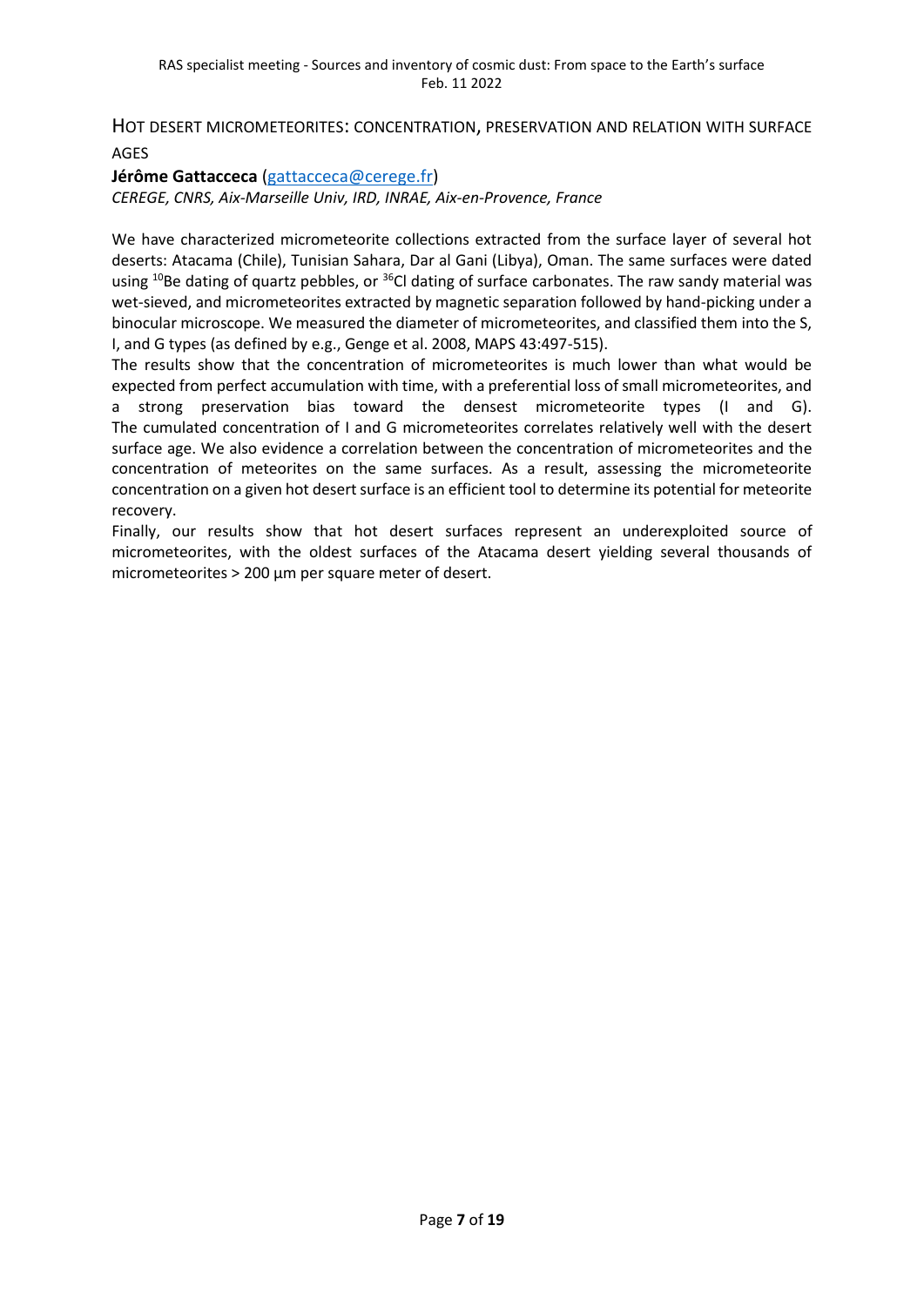## Hot desert micrometeorites: concentration, preservation and relation with surface ages

**Jérôme Gattacceca** (gattacceca@cerege.fr)

*CEREGE, CNRS, Aix-Marseille Univ, IRD, INRAE, Aix-en-Provence, France*

We have characterized micrometeorite collections extracted from the surface layer of several hot deserts: Atacama (Chile), Tunisian Sahara, Dar al Gani (Libya), Oman. The same surfaces were dated using $^{10}$Be dating of quartz pebbles, or $^{36}$Cl dating of surface carbonates. The raw sandy material was wet-sieved, and micrometeorites extracted by magnetic separation followed by hand-picking under a binocular microscope. We measured the diameter of micrometeorites, and classified them into the S, I, and G types (as defined by e.g., Genge et al. 2008, MAPS 43:497-515).

The results show that the concentration of micrometeorites is much lower than what would be expected from perfect accumulation with time, with a preferential loss of small micrometeorites, and a strong preservation bias toward the densest micrometeorite types (I and G). The cumulated concentration of I and G micrometeorites correlates relatively well with the desert surface age. We also evidence a correlation between the concentration of micrometeorites and the concentration of meteorites on the same surfaces. As a result, assessing the micrometeorite concentration on a given hot desert surface is an efficient tool to determine its potential for meteorite recovery.

Finally, our results show that hot desert surfaces represent an underexploited source of micrometeorites, with the oldest surfaces of the Atacama desert yielding several thousands of micrometeorites > 200 µm per square meter of desert.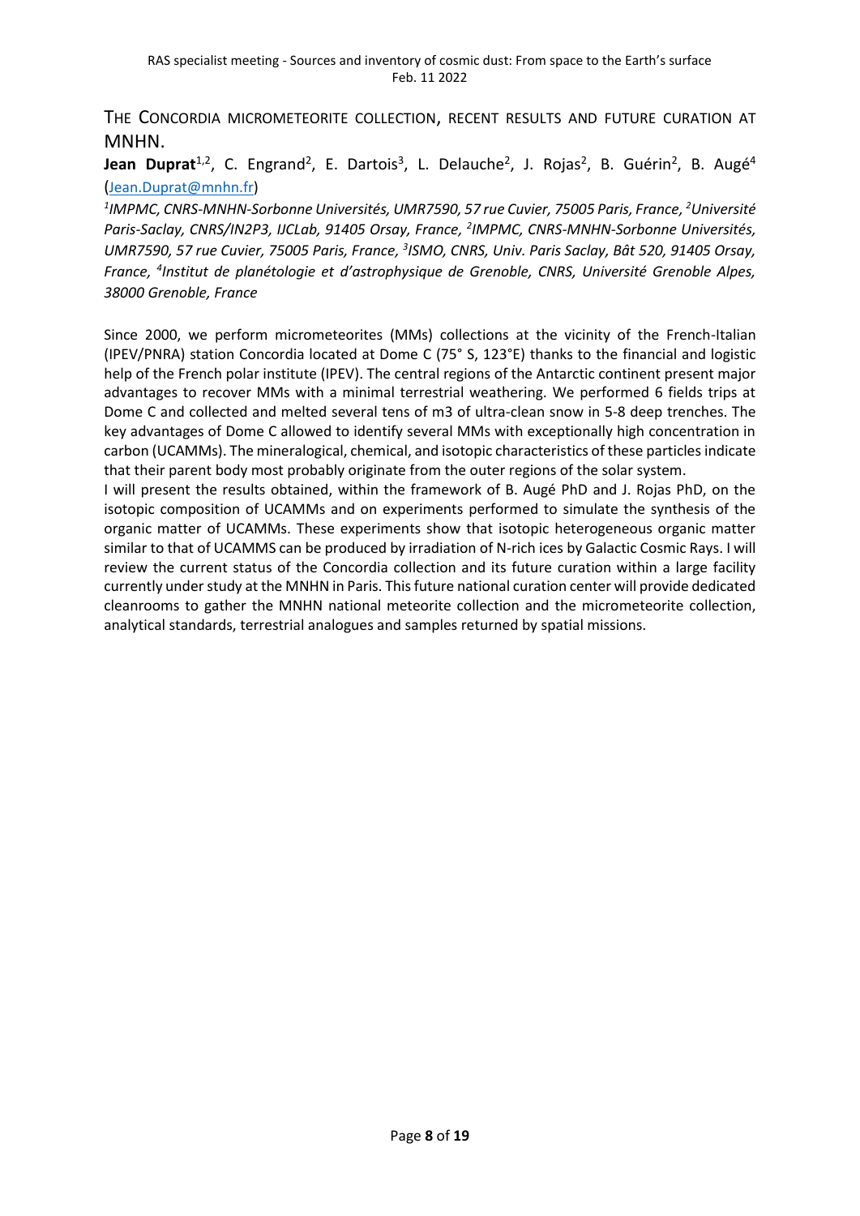## THE CONCORDIA MICROMETEORITE COLLECTION, RECENT RESULTS AND FUTURE CURATION AT MNHN.

**Jean Duprat**[1,2], C. Engrand[2], E. Dartois[3], L. Delauche[2], J. Rojas[2], B. Guérin[2], B. Augé[4] (Jean.Duprat@mnhn.fr)

*[1]IMPMC, CNRS-MNHN-Sorbonne Universités, UMR7590, 57 rue Cuvier, 75005 Paris, France, [2]Université Paris-Saclay, CNRS/IN2P3, IJCLab, 91405 Orsay, France, [2]IMPMC, CNRS-MNHN-Sorbonne Universités, UMR7590, 57 rue Cuvier, 75005 Paris, France, [3]ISMO, CNRS, Univ. Paris Saclay, Bât 520, 91405 Orsay, France, [4]Institut de planétologie et d'astrophysique de Grenoble, CNRS, Université Grenoble Alpes, 38000 Grenoble, France*

Since 2000, we perform micrometeorites (MMs) collections at the vicinity of the French-Italian (IPEV/PNRA) station Concordia located at Dome C (75° S, 123°E) thanks to the financial and logistic help of the French polar institute (IPEV). The central regions of the Antarctic continent present major advantages to recover MMs with a minimal terrestrial weathering. We performed 6 fields trips at Dome C and collected and melted several tens of m3 of ultra-clean snow in 5-8 deep trenches. The key advantages of Dome C allowed to identify several MMs with exceptionally high concentration in carbon (UCAMMs). The mineralogical, chemical, and isotopic characteristics of these particles indicate that their parent body most probably originate from the outer regions of the solar system.

I will present the results obtained, within the framework of B. Augé PhD and J. Rojas PhD, on the isotopic composition of UCAMMs and on experiments performed to simulate the synthesis of the organic matter of UCAMMs. These experiments show that isotopic heterogeneous organic matter similar to that of UCAMMS can be produced by irradiation of N-rich ices by Galactic Cosmic Rays. I will review the current status of the Concordia collection and its future curation within a large facility currently under study at the MNHN in Paris. This future national curation center will provide dedicated cleanrooms to gather the MNHN national meteorite collection and the micrometeorite collection, analytical standards, terrestrial analogues and samples returned by spatial missions.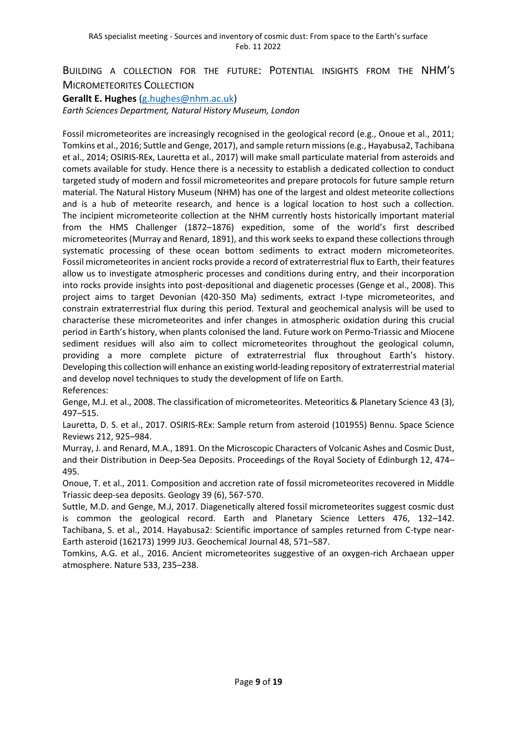## Building a collection for the future: Potential insights from the NHM's Micrometeorites Collection

**Gerallt E. Hughes** (g.hughes@nhm.ac.uk)

*Earth Sciences Department, Natural History Museum, London*

Fossil micrometeorites are increasingly recognised in the geological record (e.g., Onoue et al., 2011; Tomkins et al., 2016; Suttle and Genge, 2017), and sample return missions (e.g., Hayabusa2, Tachibana et al., 2014; OSIRIS-REx, Lauretta et al., 2017) will make small particulate material from asteroids and comets available for study. Hence there is a necessity to establish a dedicated collection to conduct targeted study of modern and fossil micrometeorites and prepare protocols for future sample return material. The Natural History Museum (NHM) has one of the largest and oldest meteorite collections and is a hub of meteorite research, and hence is a logical location to host such a collection. The incipient micrometeorite collection at the NHM currently hosts historically important material from the HMS Challenger (1872–1876) expedition, some of the world's first described micrometeorites (Murray and Renard, 1891), and this work seeks to expand these collections through systematic processing of these ocean bottom sediments to extract modern micrometeorites. Fossil micrometeorites in ancient rocks provide a record of extraterrestrial flux to Earth, their features allow us to investigate atmospheric processes and conditions during entry, and their incorporation into rocks provide insights into post-depositional and diagenetic processes (Genge et al., 2008). This project aims to target Devonian (420-350 Ma) sediments, extract I-type micrometeorites, and constrain extraterrestrial flux during this period. Textural and geochemical analysis will be used to characterise these micrometeorites and infer changes in atmospheric oxidation during this crucial period in Earth's history, when plants colonised the land. Future work on Permo-Triassic and Miocene sediment residues will also aim to collect micrometeorites throughout the geological column, providing a more complete picture of extraterrestrial flux throughout Earth's history. Developing this collection will enhance an existing world-leading repository of extraterrestrial material and develop novel techniques to study the development of life on Earth.

References:

Genge, M.J. et al., 2008. The classification of micrometeorites. Meteoritics & Planetary Science 43 (3), 497–515.

Lauretta, D. S. et al., 2017. OSIRIS-REx: Sample return from asteroid (101955) Bennu. Space Science Reviews 212, 925–984.

Murray, J. and Renard, M.A., 1891. On the Microscopic Characters of Volcanic Ashes and Cosmic Dust, and their Distribution in Deep-Sea Deposits. Proceedings of the Royal Society of Edinburgh 12, 474–495.

Onoue, T. et al., 2011. Composition and accretion rate of fossil micrometeorites recovered in Middle Triassic deep-sea deposits. Geology 39 (6), 567-570.

Suttle, M.D. and Genge, M.J, 2017. Diagenetically altered fossil micrometeorites suggest cosmic dust is common the geological record. Earth and Planetary Science Letters 476, 132–142.

Tachibana, S. et al., 2014. Hayabusa2: Scientific importance of samples returned from C-type near-Earth asteroid (162173) 1999 JU3. Geochemical Journal 48, 571–587.

Tomkins, A.G. et al., 2016. Ancient micrometeorites suggestive of an oxygen-rich Archaean upper atmosphere. Nature 533, 235–238.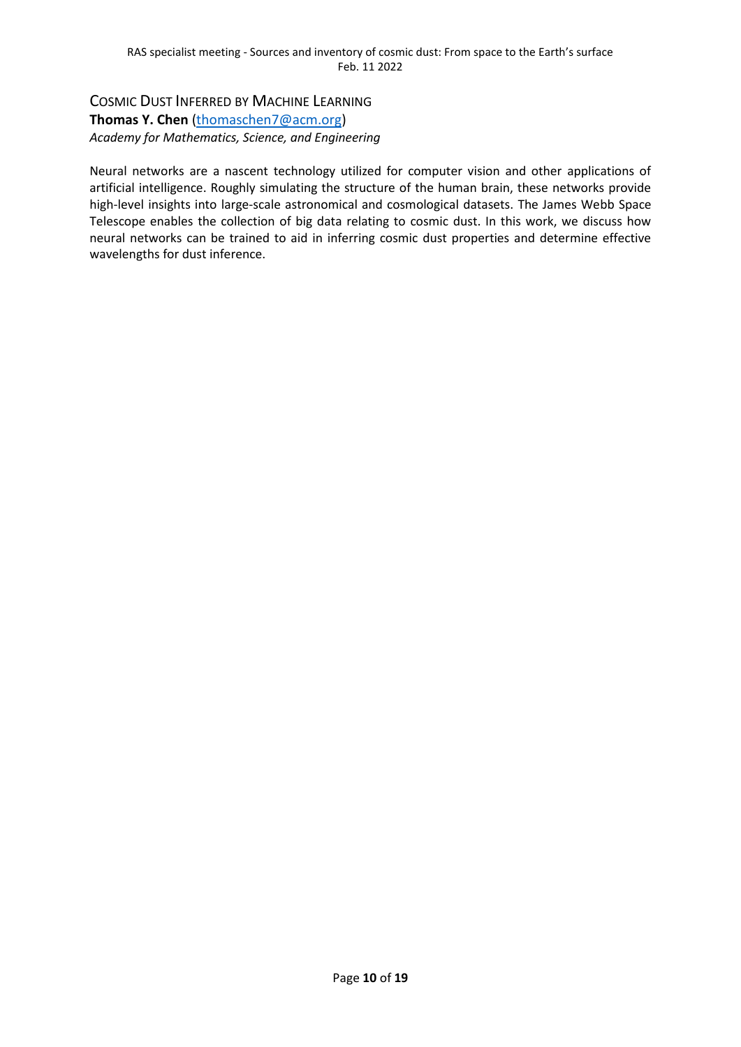## Cosmic Dust Inferred by Machine Learning

**Thomas Y. Chen** (thomaschen7@acm.org)

*Academy for Mathematics, Science, and Engineering*

Neural networks are a nascent technology utilized for computer vision and other applications of artificial intelligence. Roughly simulating the structure of the human brain, these networks provide high-level insights into large-scale astronomical and cosmological datasets. The James Webb Space Telescope enables the collection of big data relating to cosmic dust. In this work, we discuss how neural networks can be trained to aid in inferring cosmic dust properties and determine effective wavelengths for dust inference.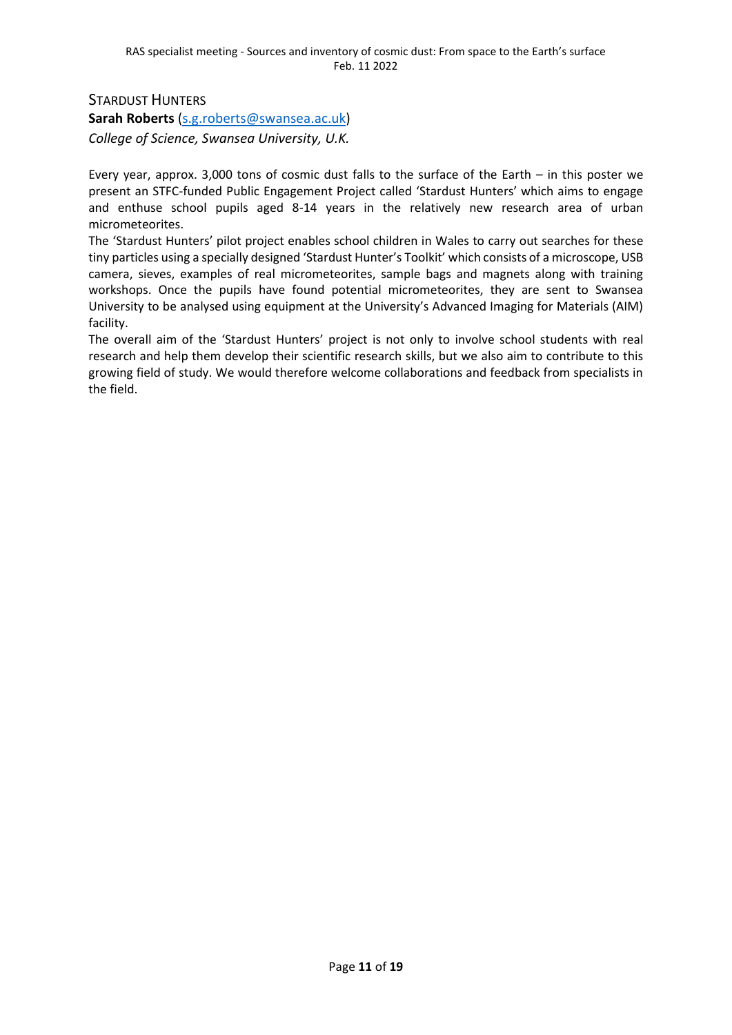## Stardust Hunters

**Sarah Roberts** (s.g.roberts@swansea.ac.uk)

*College of Science, Swansea University, U.K.*

Every year, approx. 3,000 tons of cosmic dust falls to the surface of the Earth – in this poster we present an STFC-funded Public Engagement Project called 'Stardust Hunters' which aims to engage and enthuse school pupils aged 8-14 years in the relatively new research area of urban micrometeorites.

The 'Stardust Hunters' pilot project enables school children in Wales to carry out searches for these tiny particles using a specially designed 'Stardust Hunter's Toolkit' which consists of a microscope, USB camera, sieves, examples of real micrometeorites, sample bags and magnets along with training workshops. Once the pupils have found potential micrometeorites, they are sent to Swansea University to be analysed using equipment at the University's Advanced Imaging for Materials (AIM) facility.

The overall aim of the 'Stardust Hunters' project is not only to involve school students with real research and help them develop their scientific research skills, but we also aim to contribute to this growing field of study. We would therefore welcome collaborations and feedback from specialists in the field.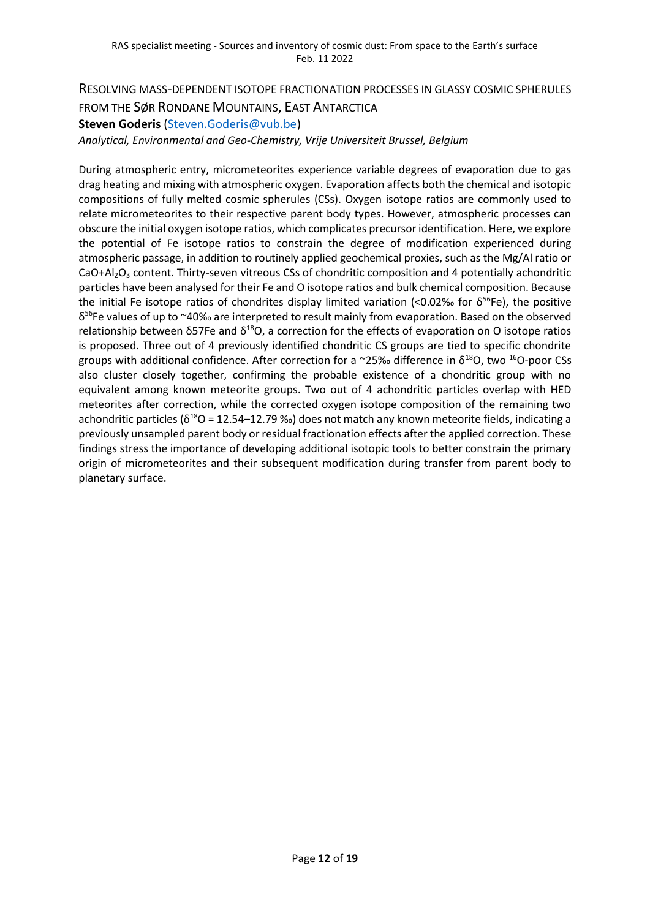## Resolving mass-dependent isotope fractionation processes in glassy cosmic spherules from the Sør Rondane Mountains, East Antarctica

**Steven Goderis** (Steven.Goderis@vub.be)

*Analytical, Environmental and Geo-Chemistry, Vrije Universiteit Brussel, Belgium*

During atmospheric entry, micrometeorites experience variable degrees of evaporation due to gas drag heating and mixing with atmospheric oxygen. Evaporation affects both the chemical and isotopic compositions of fully melted cosmic spherules (CSs). Oxygen isotope ratios are commonly used to relate micrometeorites to their respective parent body types. However, atmospheric processes can obscure the initial oxygen isotope ratios, which complicates precursor identification. Here, we explore the potential of Fe isotope ratios to constrain the degree of modification experienced during atmospheric passage, in addition to routinely applied geochemical proxies, such as the Mg/Al ratio or $CaO+Al_2O_3$ content. Thirty-seven vitreous CSs of chondritic composition and 4 potentially achondritic particles have been analysed for their Fe and O isotope ratios and bulk chemical composition. Because the initial Fe isotope ratios of chondrites display limited variation (<0.02‰ for $\delta^{56}$Fe), the positive $\delta^{56}$Fe values of up to ~40‰ are interpreted to result mainly from evaporation. Based on the observed relationship between δ57Fe and $\delta^{18}$O, a correction for the effects of evaporation on O isotope ratios is proposed. Three out of 4 previously identified chondritic CS groups are tied to specific chondrite groups with additional confidence. After correction for a ~25‰ difference in $\delta^{18}$O, two $^{16}$O-poor CSs also cluster closely together, confirming the probable existence of a chondritic group with no equivalent among known meteorite groups. Two out of 4 achondritic particles overlap with HED meteorites after correction, while the corrected oxygen isotope composition of the remaining two achondritic particles ($\delta^{18}$O = 12.54–12.79 ‰) does not match any known meteorite fields, indicating a previously unsampled parent body or residual fractionation effects after the applied correction. These findings stress the importance of developing additional isotopic tools to better constrain the primary origin of micrometeorites and their subsequent modification during transfer from parent body to planetary surface.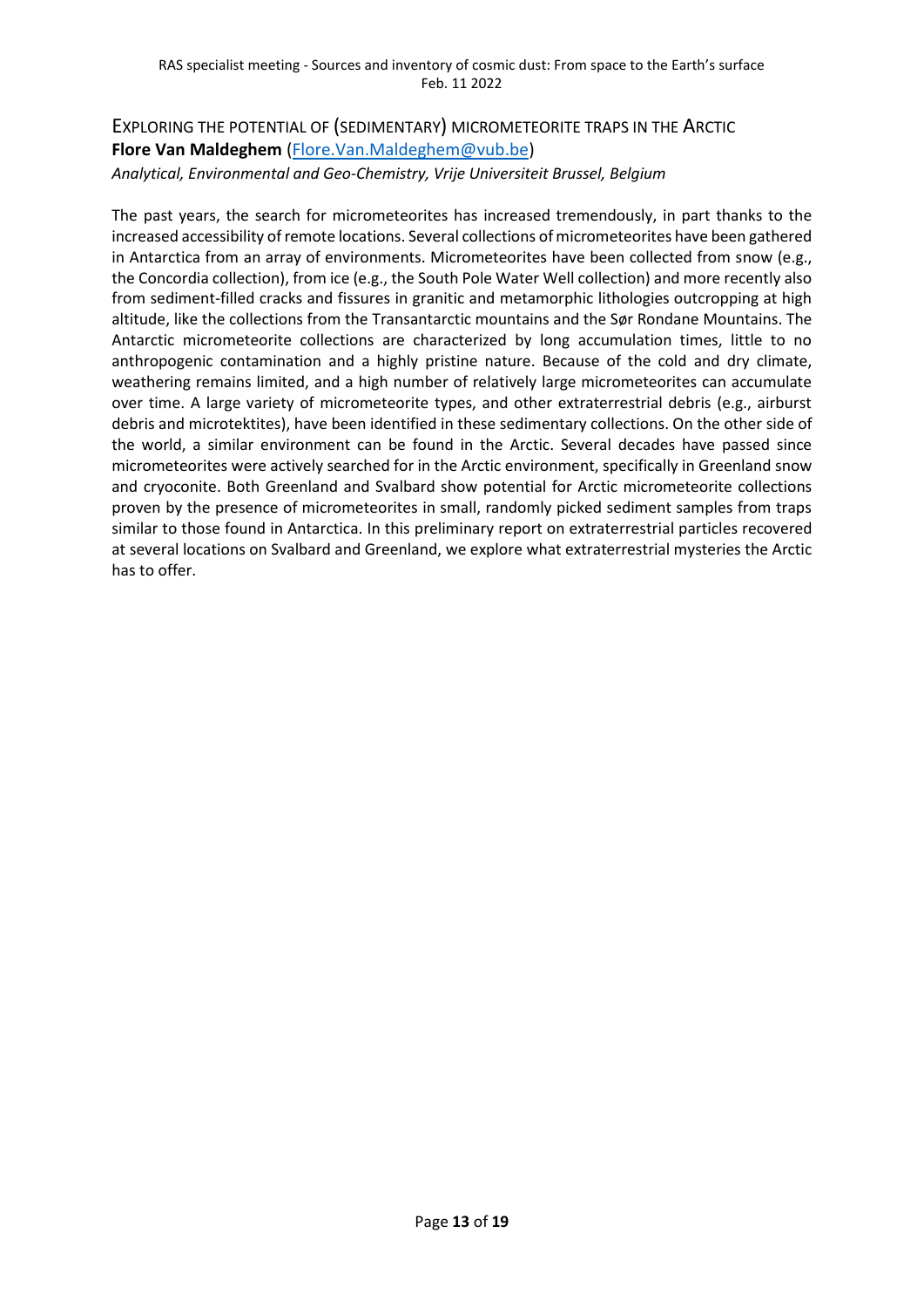## EXPLORING THE POTENTIAL OF (SEDIMENTARY) MICROMETEORITE TRAPS IN THE ARCTIC

**Flore Van Maldeghem** (Flore.Van.Maldeghem@vub.be)

*Analytical, Environmental and Geo-Chemistry, Vrije Universiteit Brussel, Belgium*

The past years, the search for micrometeorites has increased tremendously, in part thanks to the increased accessibility of remote locations. Several collections of micrometeorites have been gathered in Antarctica from an array of environments. Micrometeorites have been collected from snow (e.g., the Concordia collection), from ice (e.g., the South Pole Water Well collection) and more recently also from sediment-filled cracks and fissures in granitic and metamorphic lithologies outcropping at high altitude, like the collections from the Transantarctic mountains and the Sør Rondane Mountains. The Antarctic micrometeorite collections are characterized by long accumulation times, little to no anthropogenic contamination and a highly pristine nature. Because of the cold and dry climate, weathering remains limited, and a high number of relatively large micrometeorites can accumulate over time. A large variety of micrometeorite types, and other extraterrestrial debris (e.g., airburst debris and microtektites), have been identified in these sedimentary collections. On the other side of the world, a similar environment can be found in the Arctic. Several decades have passed since micrometeorites were actively searched for in the Arctic environment, specifically in Greenland snow and cryoconite. Both Greenland and Svalbard show potential for Arctic micrometeorite collections proven by the presence of micrometeorites in small, randomly picked sediment samples from traps similar to those found in Antarctica. In this preliminary report on extraterrestrial particles recovered at several locations on Svalbard and Greenland, we explore what extraterrestrial mysteries the Arctic has to offer.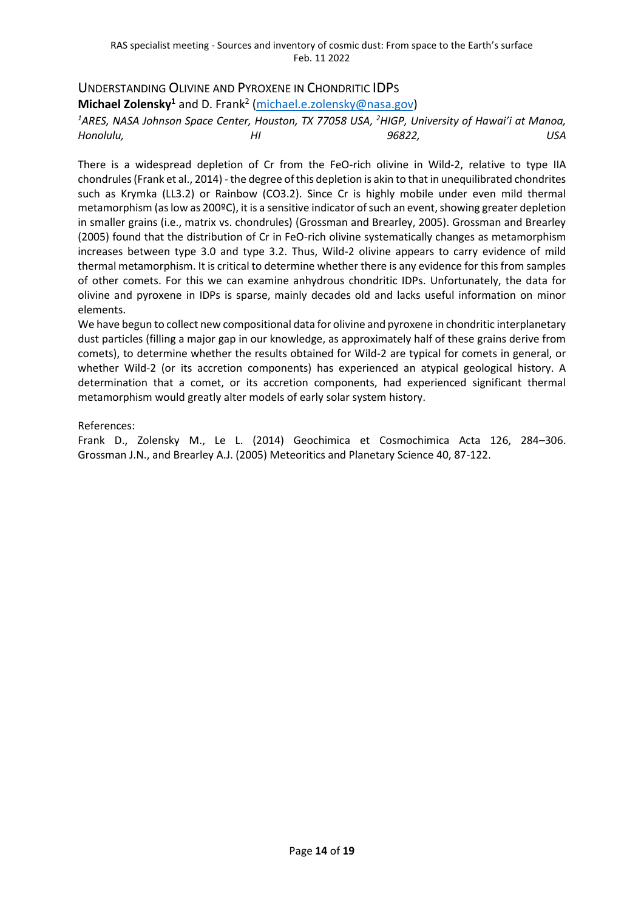## UNDERSTANDING OLIVINE AND PYROXENE IN CHONDRITIC IDPS

**Michael Zolensky**[1] and D. Frank[2] (michael.e.zolensky@nasa.gov)

[1]*ARES, NASA Johnson Space Center, Houston, TX 77058 USA,* [2]*HIGP, University of Hawai'i at Manoa, Honolulu, HI 96822, USA*

There is a widespread depletion of Cr from the FeO-rich olivine in Wild-2, relative to type IIA chondrules (Frank et al., 2014) - the degree of this depletion is akin to that in unequilibrated chondrites such as Krymka (LL3.2) or Rainbow (CO3.2). Since Cr is highly mobile under even mild thermal metamorphism (as low as 200ºC), it is a sensitive indicator of such an event, showing greater depletion in smaller grains (i.e., matrix vs. chondrules) (Grossman and Brearley, 2005). Grossman and Brearley (2005) found that the distribution of Cr in FeO-rich olivine systematically changes as metamorphism increases between type 3.0 and type 3.2. Thus, Wild-2 olivine appears to carry evidence of mild thermal metamorphism. It is critical to determine whether there is any evidence for this from samples of other comets. For this we can examine anhydrous chondritic IDPs. Unfortunately, the data for olivine and pyroxene in IDPs is sparse, mainly decades old and lacks useful information on minor elements.

We have begun to collect new compositional data for olivine and pyroxene in chondritic interplanetary dust particles (filling a major gap in our knowledge, as approximately half of these grains derive from comets), to determine whether the results obtained for Wild-2 are typical for comets in general, or whether Wild-2 (or its accretion components) has experienced an atypical geological history. A determination that a comet, or its accretion components, had experienced significant thermal metamorphism would greatly alter models of early solar system history.

References:

Frank D., Zolensky M., Le L. (2014) Geochimica et Cosmochimica Acta 126, 284–306.
Grossman J.N., and Brearley A.J. (2005) Meteoritics and Planetary Science 40, 87-122.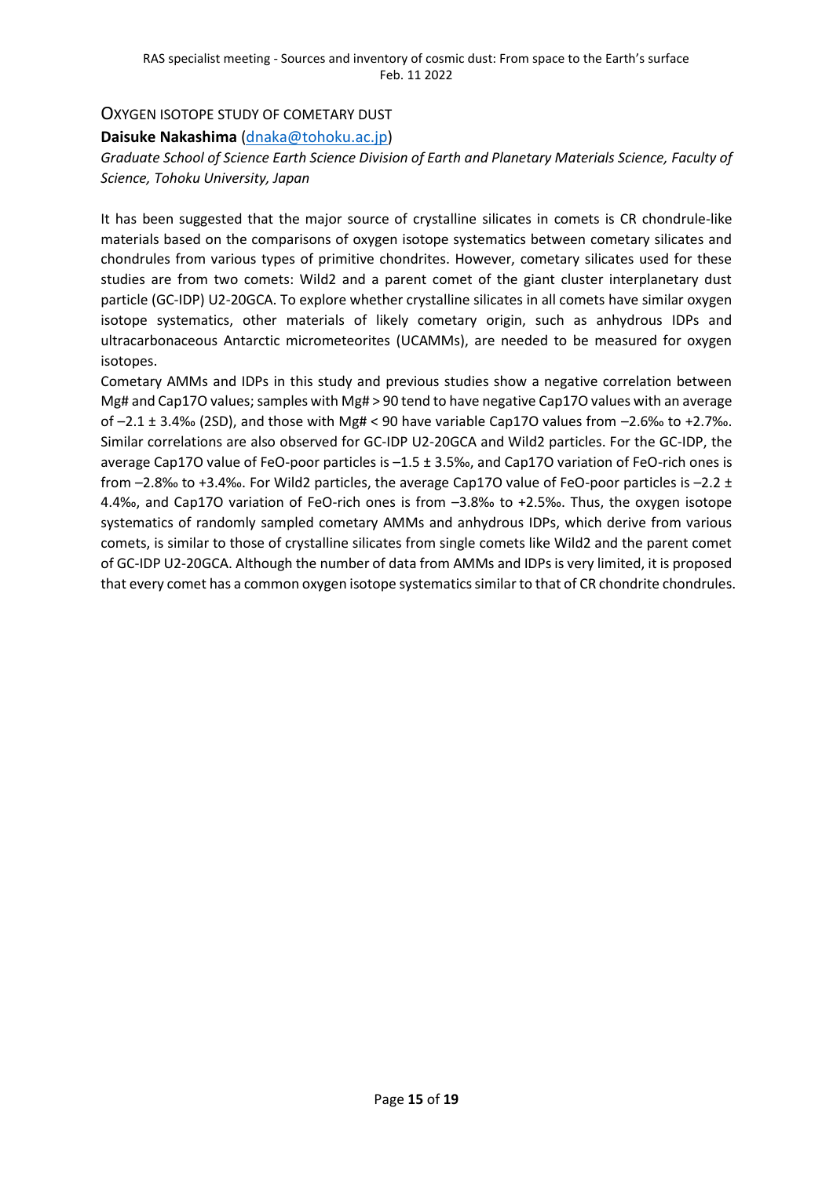## Oxygen isotope study of cometary dust

**Daisuke Nakashima** (dnaka@tohoku.ac.jp)

*Graduate School of Science Earth Science Division of Earth and Planetary Materials Science, Faculty of Science, Tohoku University, Japan*

It has been suggested that the major source of crystalline silicates in comets is CR chondrule-like materials based on the comparisons of oxygen isotope systematics between cometary silicates and chondrules from various types of primitive chondrites. However, cometary silicates used for these studies are from two comets: Wild2 and a parent comet of the giant cluster interplanetary dust particle (GC-IDP) U2-20GCA. To explore whether crystalline silicates in all comets have similar oxygen isotope systematics, other materials of likely cometary origin, such as anhydrous IDPs and ultracarbonaceous Antarctic micrometeorites (UCAMMs), are needed to be measured for oxygen isotopes.

Cometary AMMs and IDPs in this study and previous studies show a negative correlation between Mg# and Cap17O values; samples with Mg# > 90 tend to have negative Cap17O values with an average of –2.1 ± 3.4‰ (2SD), and those with Mg# < 90 have variable Cap17O values from –2.6‰ to +2.7‰. Similar correlations are also observed for GC-IDP U2-20GCA and Wild2 particles. For the GC-IDP, the average Cap17O value of FeO-poor particles is –1.5 ± 3.5‰, and Cap17O variation of FeO-rich ones is from –2.8‰ to +3.4‰. For Wild2 particles, the average Cap17O value of FeO-poor particles is –2.2 ± 4.4‰, and Cap17O variation of FeO-rich ones is from –3.8‰ to +2.5‰. Thus, the oxygen isotope systematics of randomly sampled cometary AMMs and anhydrous IDPs, which derive from various comets, is similar to those of crystalline silicates from single comets like Wild2 and the parent comet of GC-IDP U2-20GCA. Although the number of data from AMMs and IDPs is very limited, it is proposed that every comet has a common oxygen isotope systematics similar to that of CR chondrite chondrules.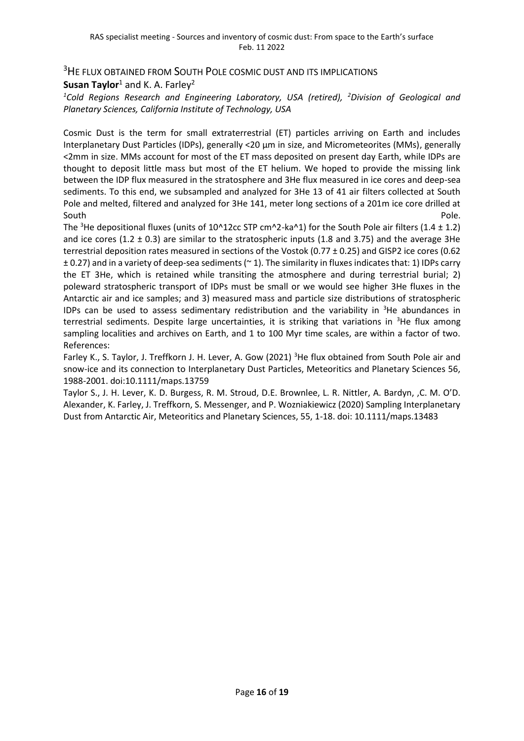## $^3$HE FLUX OBTAINED FROM SOUTH POLE COSMIC DUST AND ITS IMPLICATIONS

**Susan Taylor**[1] and K. A. Farley[2]

*[1]Cold Regions Research and Engineering Laboratory, USA (retired), [2]Division of Geological and Planetary Sciences, California Institute of Technology, USA*

Cosmic Dust is the term for small extraterrestrial (ET) particles arriving on Earth and includes Interplanetary Dust Particles (IDPs), generally <20 µm in size, and Micrometeorites (MMs), generally <2mm in size. MMs account for most of the ET mass deposited on present day Earth, while IDPs are thought to deposit little mass but most of the ET helium. We hoped to provide the missing link between the IDP flux measured in the stratosphere and 3He flux measured in ice cores and deep-sea sediments. To this end, we subsampled and analyzed for 3He 13 of 41 air filters collected at South Pole and melted, filtered and analyzed for 3He 141, meter long sections of a 201m ice core drilled at South Pole.

The $^3$He depositional fluxes (units of $10^{12}$cc STP $cm^2$-$ka^1$) for the South Pole air filters (1.4 ± 1.2) and ice cores (1.2 ± 0.3) are similar to the stratospheric inputs (1.8 and 3.75) and the average 3He terrestrial deposition rates measured in sections of the Vostok (0.77 ± 0.25) and GISP2 ice cores (0.62 ± 0.27) and in a variety of deep-sea sediments (~ 1). The similarity in fluxes indicates that: 1) IDPs carry the ET 3He, which is retained while transiting the atmosphere and during terrestrial burial; 2) poleward stratospheric transport of IDPs must be small or we would see higher 3He fluxes in the Antarctic air and ice samples; and 3) measured mass and particle size distributions of stratospheric IDPs can be used to assess sedimentary redistribution and the variability in $^3$He abundances in terrestrial sediments. Despite large uncertainties, it is striking that variations in $^3$He flux among sampling localities and archives on Earth, and 1 to 100 Myr time scales, are within a factor of two.

References:

Farley K., S. Taylor, J. Treffkorn J. H. Lever, A. Gow (2021) $^3$He flux obtained from South Pole air and snow-ice and its connection to Interplanetary Dust Particles, Meteoritics and Planetary Sciences 56, 1988-2001. doi:10.1111/maps.13759

Taylor S., J. H. Lever, K. D. Burgess, R. M. Stroud, D.E. Brownlee, L. R. Nittler, A. Bardyn, ,C. M. O'D. Alexander, K. Farley, J. Treffkorn, S. Messenger, and P. Wozniakiewicz (2020) Sampling Interplanetary Dust from Antarctic Air, Meteoritics and Planetary Sciences, 55, 1-18. doi: 10.1111/maps.13483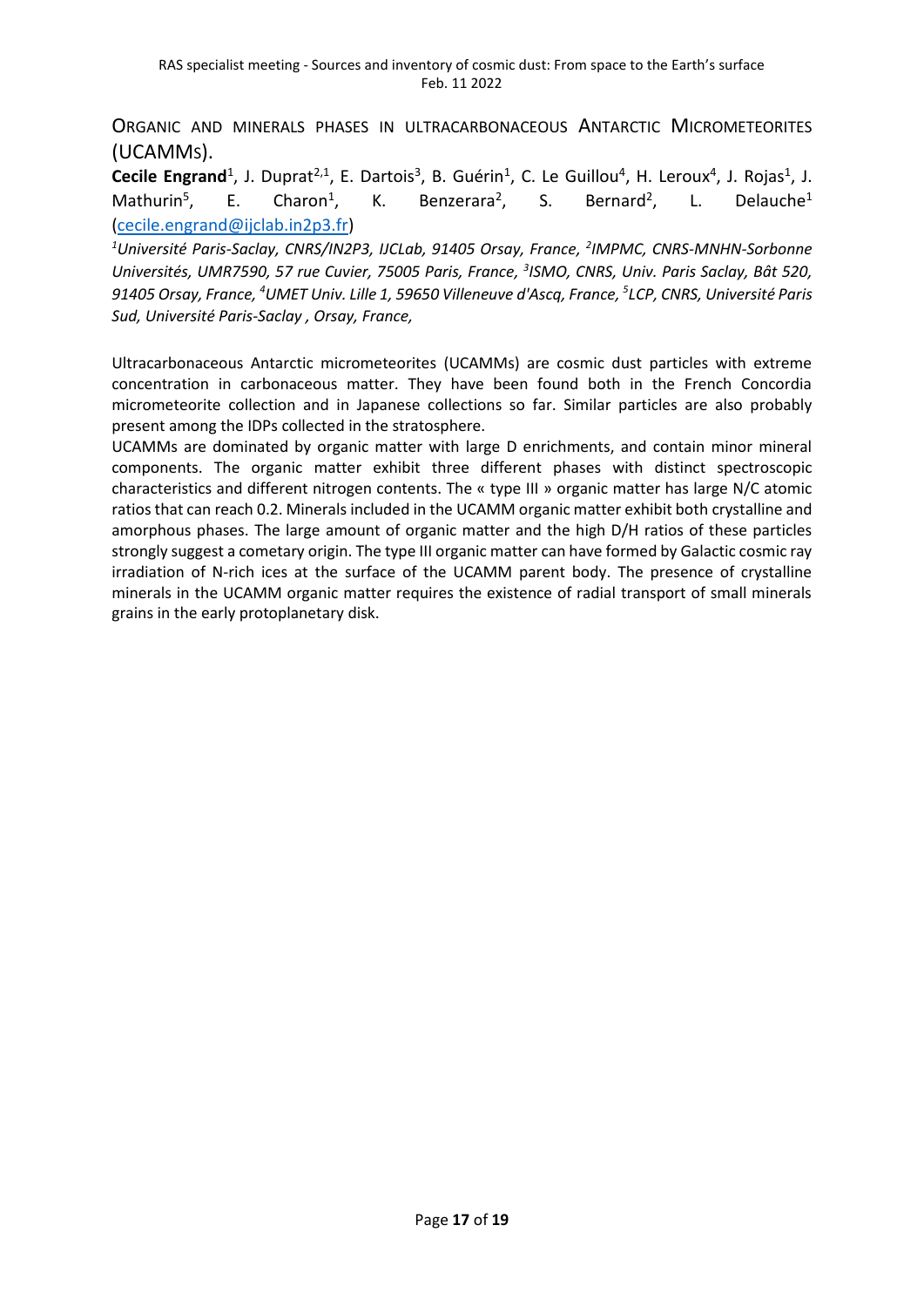## ORGANIC AND MINERALS PHASES IN ULTRACARBONACEOUS ANTARCTIC MICROMETEORITES (UCAMMS).

**Cecile Engrand**[1], J. Duprat[2,1], E. Dartois[3], B. Guérin[1], C. Le Guillou[4], H. Leroux[4], J. Rojas[1], J. Mathurin[5], E. Charon[1], K. Benzerara[2], S. Bernard[2], L. Delauche[1] (cecile.engrand@ijclab.in2p3.fr)

*[1]Université Paris-Saclay, CNRS/IN2P3, IJCLab, 91405 Orsay, France, [2]IMPMC, CNRS-MNHN-Sorbonne Universités, UMR7590, 57 rue Cuvier, 75005 Paris, France, [3]ISMO, CNRS, Univ. Paris Saclay, Bât 520, 91405 Orsay, France, [4]UMET Univ. Lille 1, 59650 Villeneuve d'Ascq, France, [5]LCP, CNRS, Université Paris Sud, Université Paris-Saclay , Orsay, France,*

Ultracarbonaceous Antarctic micrometeorites (UCAMMs) are cosmic dust particles with extreme concentration in carbonaceous matter. They have been found both in the French Concordia micrometeorite collection and in Japanese collections so far. Similar particles are also probably present among the IDPs collected in the stratosphere.

UCAMMs are dominated by organic matter with large D enrichments, and contain minor mineral components. The organic matter exhibit three different phases with distinct spectroscopic characteristics and different nitrogen contents. The « type III » organic matter has large N/C atomic ratios that can reach 0.2. Minerals included in the UCAMM organic matter exhibit both crystalline and amorphous phases. The large amount of organic matter and the high D/H ratios of these particles strongly suggest a cometary origin. The type III organic matter can have formed by Galactic cosmic ray irradiation of N-rich ices at the surface of the UCAMM parent body. The presence of crystalline minerals in the UCAMM organic matter requires the existence of radial transport of small minerals grains in the early protoplanetary disk.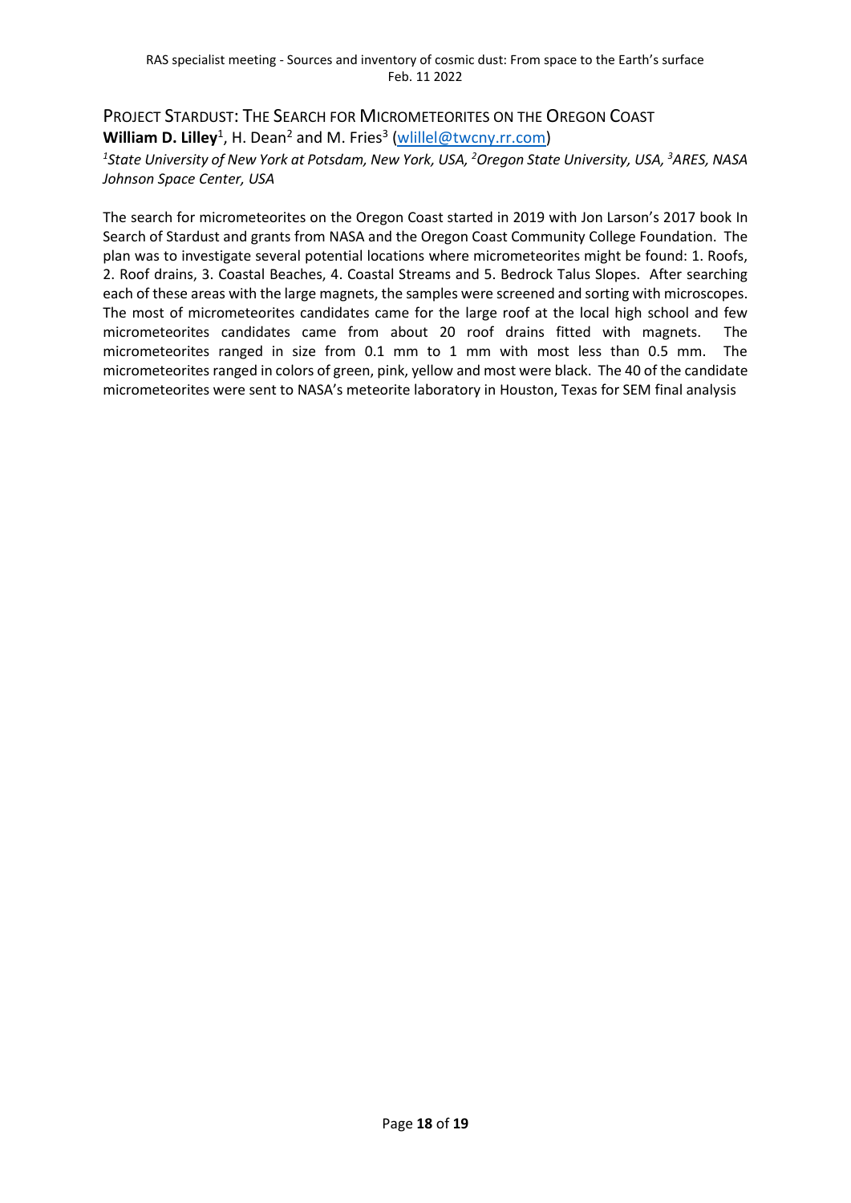## PROJECT STARDUST: THE SEARCH FOR MICROMETEORITES ON THE OREGON COAST

**William D. Lilley**[1], H. Dean[2] and M. Fries[3] (wlillel@twcny.rr.com)

*[1]State University of New York at Potsdam, New York, USA, [2]Oregon State University, USA, [3]ARES, NASA Johnson Space Center, USA*

The search for micrometeorites on the Oregon Coast started in 2019 with Jon Larson's 2017 book In Search of Stardust and grants from NASA and the Oregon Coast Community College Foundation. The plan was to investigate several potential locations where micrometeorites might be found: 1. Roofs, 2. Roof drains, 3. Coastal Beaches, 4. Coastal Streams and 5. Bedrock Talus Slopes. After searching each of these areas with the large magnets, the samples were screened and sorting with microscopes. The most of micrometeorites candidates came for the large roof at the local high school and few micrometeorites candidates came from about 20 roof drains fitted with magnets. The micrometeorites ranged in size from 0.1 mm to 1 mm with most less than 0.5 mm. The micrometeorites ranged in colors of green, pink, yellow and most were black. The 40 of the candidate micrometeorites were sent to NASA's meteorite laboratory in Houston, Texas for SEM final analysis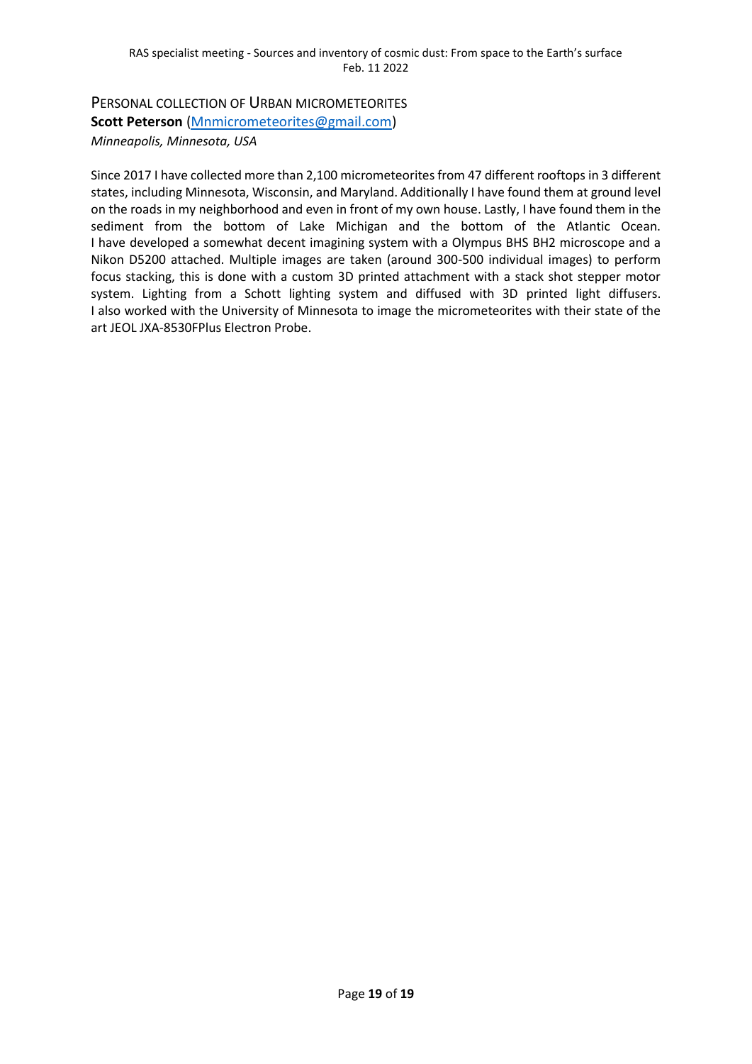## PERSONAL COLLECTION OF URBAN MICROMETEORITES

**Scott Peterson** (Mnmicrometeorites@gmail.com)

*Minneapolis, Minnesota, USA*

Since 2017 I have collected more than 2,100 micrometeorites from 47 different rooftops in 3 different states, including Minnesota, Wisconsin, and Maryland. Additionally I have found them at ground level on the roads in my neighborhood and even in front of my own house. Lastly, I have found them in the sediment from the bottom of Lake Michigan and the bottom of the Atlantic Ocean. I have developed a somewhat decent imagining system with a Olympus BHS BH2 microscope and a Nikon D5200 attached. Multiple images are taken (around 300-500 individual images) to perform focus stacking, this is done with a custom 3D printed attachment with a stack shot stepper motor system. Lighting from a Schott lighting system and diffused with 3D printed light diffusers. I also worked with the University of Minnesota to image the micrometeorites with their state of the art JEOL JXA-8530FPlus Electron Probe.